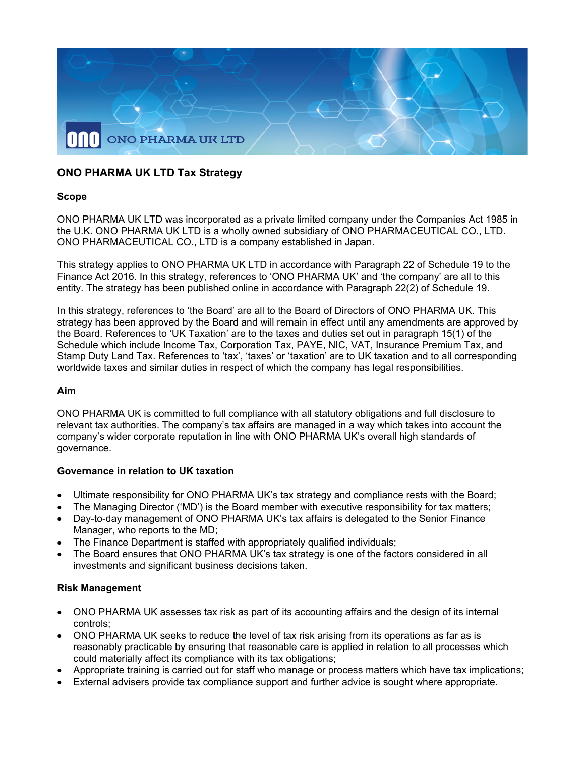# ONO PHARMA UK LTD Tax Strategy

## Scope

ONO PHARMA UK LTD was incorporated as a private limited company under the Companies Act 1985 in the U.K. ONO PHARMA UK LTD is a wholly owned subsidiary of ONO PHARMACEUTICAL CO., LTD. ONO PHARMACEUTICAL CO., LTD is a company established in Japan.

This strategy applies to ONO PHARMA UK LTD in accordance with Paragraph 22 of Schedule 19 to the Finance Act 2016. In this strategy, references to 'ONO PHARMA UK' and 'the company' are all to this entity. The strategy has been published online in accordance with Paragraph 22(2) of Schedule 19.

In this strategy, references to 'the Board' are all to the Board of Directors of ONO PHARMA UK. This strategy has been approved by the Board and will remain in effect until any amendments are approved by the Board. References to 'UK Taxation' are to the taxes and duties set out in paragraph 15(1) of the Schedule which include Income Tax, Corporation Tax, PAYE, NIC, VAT, Insurance Premium Tax, and Stamp Duty Land Tax. References to 'tax', 'taxes' or 'taxation' are to UK taxation and to all corresponding worldwide taxes and similar duties in respect of which the company has legal responsibilities.

## Aim

ONO PHARMA UK is committed to full compliance with all statutory obligations and full disclosure to relevant tax authorities. The company's tax affairs are managed in a way which takes into account the company's wider corporate reputation in line with ONO PHARMA UK's overall high standards of governance.

## Governance in relation to UK taxation

- Ultimate responsibility for ONO PHARMA UK's tax strategy and compliance rests with the Board;
- The Managing Director ('MD') is the Board member with executive responsibility for tax matters;
- Day-to-day management of ONO PHARMA UK's tax affairs is delegated to the Senior Finance Manager, who reports to the MD;
- The Finance Department is staffed with appropriately qualified individuals;
- The Board ensures that ONO PHARMA UK's tax strategy is one of the factors considered in all investments and significant business decisions taken.

## Risk Management

- ONO PHARMA UK assesses tax risk as part of its accounting affairs and the design of its internal controls;
- ONO PHARMA UK seeks to reduce the level of tax risk arising from its operations as far as is reasonably practicable by ensuring that reasonable care is applied in relation to all processes which could materially affect its compliance with its tax obligations;
- Appropriate training is carried out for staff who manage or process matters which have tax implications;
- External advisers provide tax compliance support and further advice is sought where appropriate.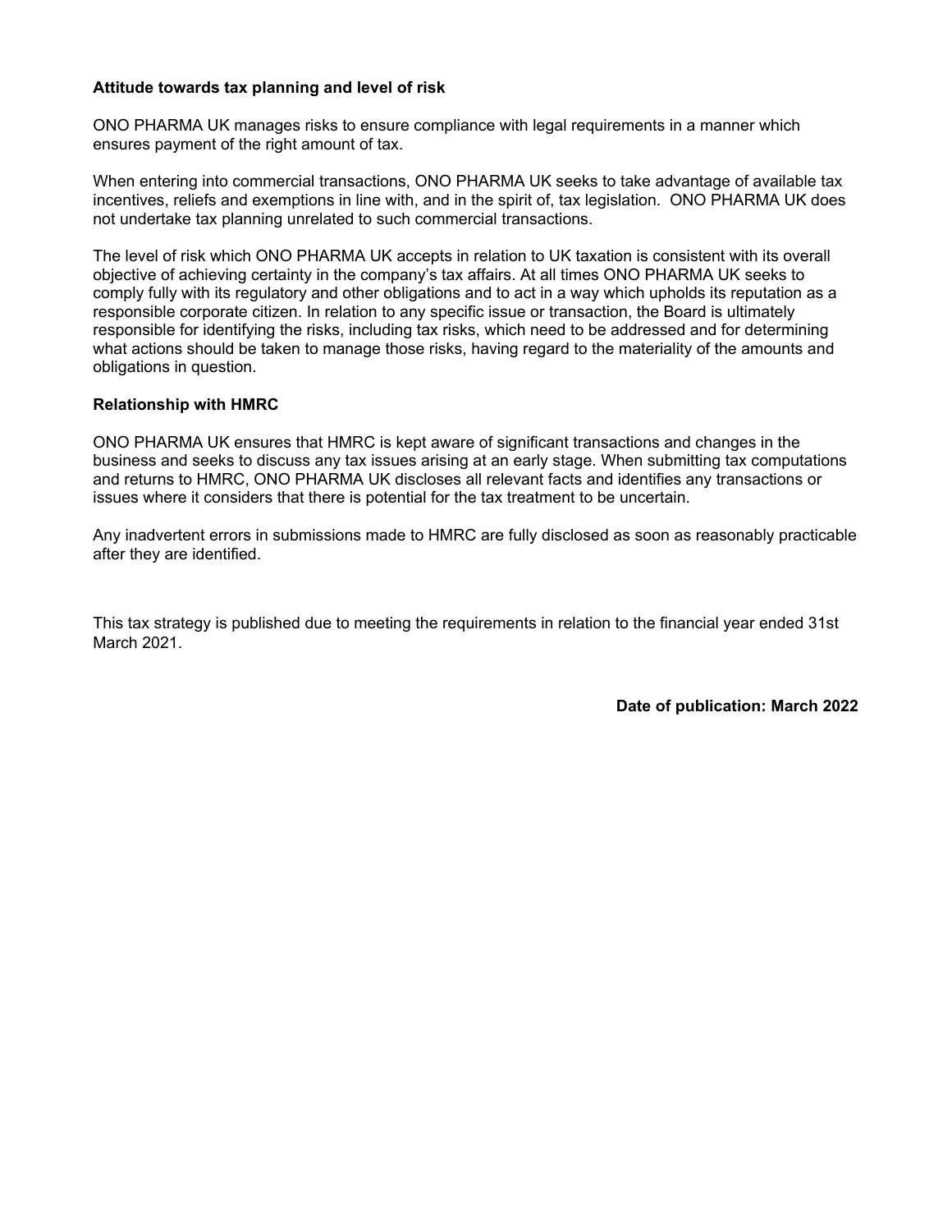**Attitude towards tax planning and level of risk**

ONO PHARMA UK manages risks to ensure compliance with legal requirements in a manner which ensures payment of the right amount of tax.

When entering into commercial transactions, ONO PHARMA UK seeks to take advantage of available tax incentives, reliefs and exemptions in line with, and in the spirit of, tax legislation. ONO PHARMA UK does not undertake tax planning unrelated to such commercial transactions.

The level of risk which ONO PHARMA UK accepts in relation to UK taxation is consistent with its overall objective of achieving certainty in the company's tax affairs. At all times ONO PHARMA UK seeks to comply fully with its regulatory and other obligations and to act in a way which upholds its reputation as a responsible corporate citizen. In relation to any specific issue or transaction, the Board is ultimately responsible for identifying the risks, including tax risks, which need to be addressed and for determining what actions should be taken to manage those risks, having regard to the materiality of the amounts and obligations in question.

**Relationship with HMRC**

ONO PHARMA UK ensures that HMRC is kept aware of significant transactions and changes in the business and seeks to discuss any tax issues arising at an early stage. When submitting tax computations and returns to HMRC, ONO PHARMA UK discloses all relevant facts and identifies any transactions or issues where it considers that there is potential for the tax treatment to be uncertain.

Any inadvertent errors in submissions made to HMRC are fully disclosed as soon as reasonably practicable after they are identified.

This tax strategy is published due to meeting the requirements in relation to the financial year ended 31st March 2021.

**Date of publication: March 2022**